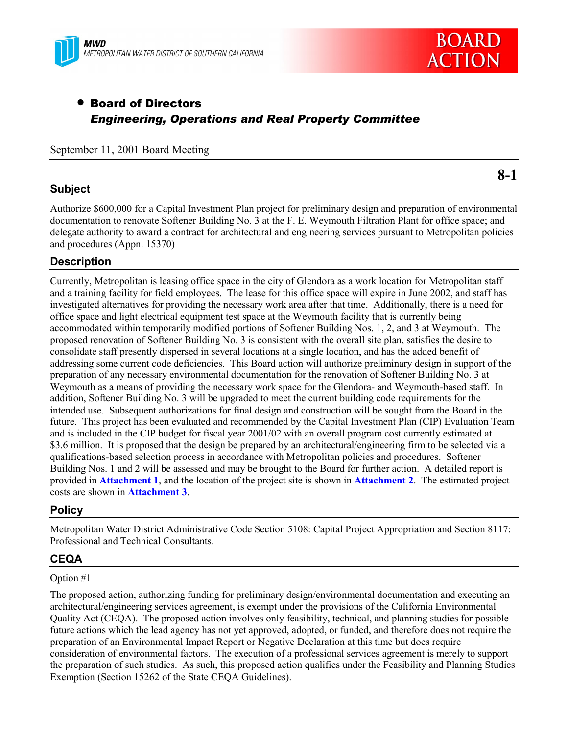MWD
METROPOLITAN WATER DISTRICT OF SOUTHERN CALIFORNIA

BOARD ACTION

- **Board of Directors**
  ***Engineering, Operations and Real Property Committee***

September 11, 2001 Board Meeting

**8-1**

## Subject

Authorize $600,000 for a Capital Investment Plan project for preliminary design and preparation of environmental documentation to renovate Softener Building No. 3 at the F. E. Weymouth Filtration Plant for office space; and delegate authority to award a contract for architectural and engineering services pursuant to Metropolitan policies and procedures (Appn. 15370)

## Description

Currently, Metropolitan is leasing office space in the city of Glendora as a work location for Metropolitan staff and a training facility for field employees. The lease for this office space will expire in June 2002, and staff has investigated alternatives for providing the necessary work area after that time. Additionally, there is a need for office space and light electrical equipment test space at the Weymouth facility that is currently being accommodated within temporarily modified portions of Softener Building Nos. 1, 2, and 3 at Weymouth. The proposed renovation of Softener Building No. 3 is consistent with the overall site plan, satisfies the desire to consolidate staff presently dispersed in several locations at a single location, and has the added benefit of addressing some current code deficiencies. This Board action will authorize preliminary design in support of the preparation of any necessary environmental documentation for the renovation of Softener Building No. 3 at Weymouth as a means of providing the necessary work space for the Glendora- and Weymouth-based staff. In addition, Softener Building No. 3 will be upgraded to meet the current building code requirements for the intended use. Subsequent authorizations for final design and construction will be sought from the Board in the future. This project has been evaluated and recommended by the Capital Investment Plan (CIP) Evaluation Team and is included in the CIP budget for fiscal year 2001/02 with an overall program cost currently estimated at $3.6 million. It is proposed that the design be prepared by an architectural/engineering firm to be selected via a qualifications-based selection process in accordance with Metropolitan policies and procedures. Softener Building Nos. 1 and 2 will be assessed and may be brought to the Board for further action. A detailed report is provided in **Attachment 1**, and the location of the project site is shown in **Attachment 2**. The estimated project costs are shown in **Attachment 3**.

## Policy

Metropolitan Water District Administrative Code Section 5108: Capital Project Appropriation and Section 8117: Professional and Technical Consultants.

## CEQA

Option #1

The proposed action, authorizing funding for preliminary design/environmental documentation and executing an architectural/engineering services agreement, is exempt under the provisions of the California Environmental Quality Act (CEQA). The proposed action involves only feasibility, technical, and planning studies for possible future actions which the lead agency has not yet approved, adopted, or funded, and therefore does not require the preparation of an Environmental Impact Report or Negative Declaration at this time but does require consideration of environmental factors. The execution of a professional services agreement is merely to support the preparation of such studies. As such, this proposed action qualifies under the Feasibility and Planning Studies Exemption (Section 15262 of the State CEQA Guidelines).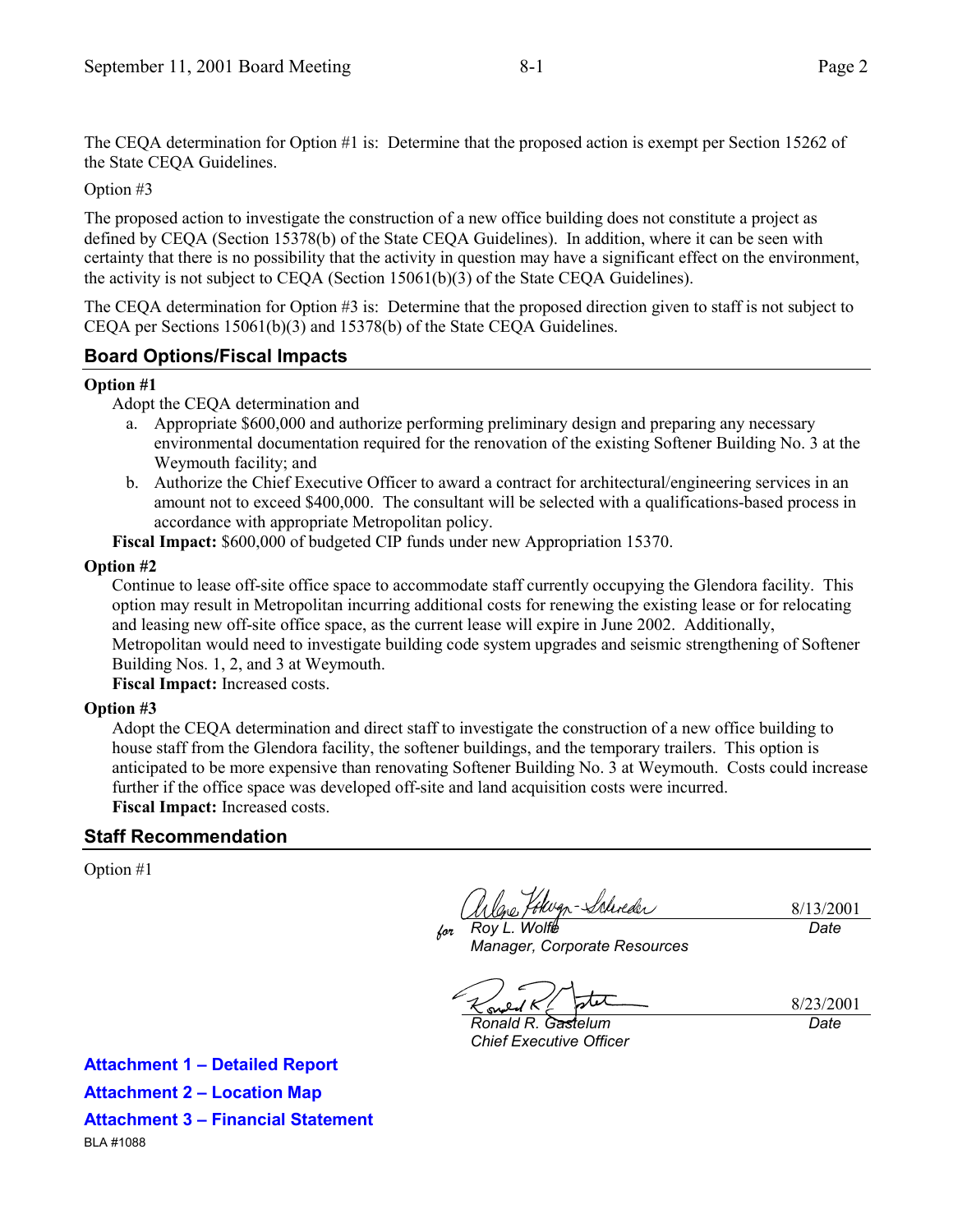The CEQA determination for Option #1 is: Determine that the proposed action is exempt per Section 15262 of the State CEQA Guidelines.

Option #3

The proposed action to investigate the construction of a new office building does not constitute a project as defined by CEQA (Section 15378(b) of the State CEQA Guidelines). In addition, where it can be seen with certainty that there is no possibility that the activity in question may have a significant effect on the environment, the activity is not subject to CEQA (Section 15061(b)(3) of the State CEQA Guidelines).

The CEQA determination for Option #3 is: Determine that the proposed direction given to staff is not subject to CEQA per Sections 15061(b)(3) and 15378(b) of the State CEQA Guidelines.

## Board Options/Fiscal Impacts

**Option #1**

Adopt the CEQA determination and

a. Appropriate $600,000 and authorize performing preliminary design and preparing any necessary environmental documentation required for the renovation of the existing Softener Building No. 3 at the Weymouth facility; and
b. Authorize the Chief Executive Officer to award a contract for architectural/engineering services in an amount not to exceed $400,000. The consultant will be selected with a qualifications-based process in accordance with appropriate Metropolitan policy.

**Fiscal Impact:** $600,000 of budgeted CIP funds under new Appropriation 15370.

**Option #2**

Continue to lease off-site office space to accommodate staff currently occupying the Glendora facility. This option may result in Metropolitan incurring additional costs for renewing the existing lease or for relocating and leasing new off-site office space, as the current lease will expire in June 2002. Additionally, Metropolitan would need to investigate building code system upgrades and seismic strengthening of Softener Building Nos. 1, 2, and 3 at Weymouth.

**Fiscal Impact:** Increased costs.

**Option #3**

Adopt the CEQA determination and direct staff to investigate the construction of a new office building to house staff from the Glendora facility, the softener buildings, and the temporary trailers. This option is anticipated to be more expensive than renovating Softener Building No. 3 at Weymouth. Costs could increase further if the office space was developed off-site and land acquisition costs were incurred.

**Fiscal Impact:** Increased costs.

## Staff Recommendation

Option #1

for *Roy L. Wolfe* — 8/13/2001
*Manager, Corporate Resources* — *Date*

*Ronald R. Gastelum* — 8/23/2001
*Chief Executive Officer* — *Date*

**Attachment 1 – Detailed Report**

**Attachment 2 – Location Map**

**Attachment 3 – Financial Statement**

BLA #1088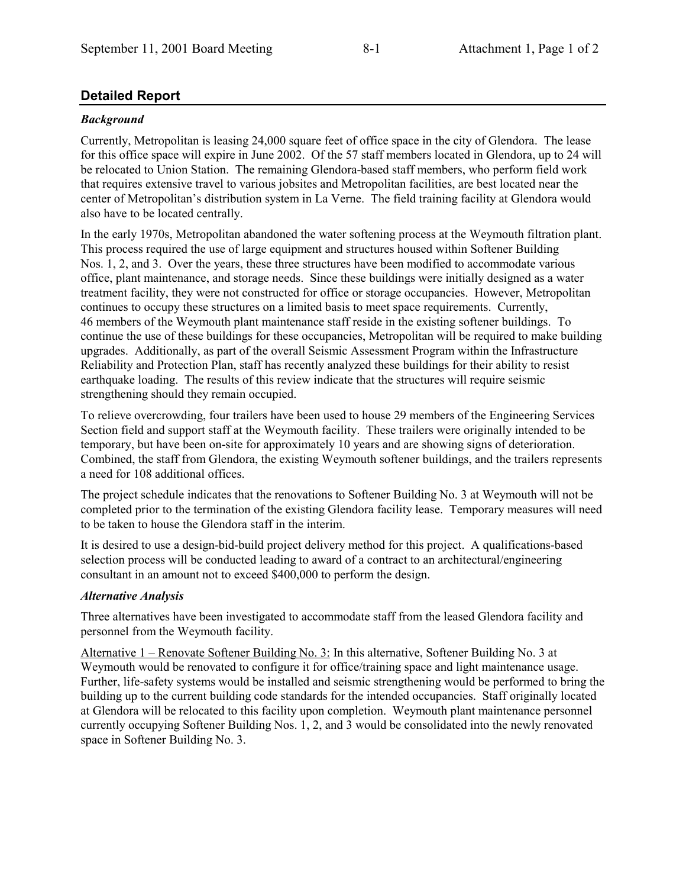## Detailed Report

### *Background*

Currently, Metropolitan is leasing 24,000 square feet of office space in the city of Glendora. The lease for this office space will expire in June 2002. Of the 57 staff members located in Glendora, up to 24 will be relocated to Union Station. The remaining Glendora-based staff members, who perform field work that requires extensive travel to various jobsites and Metropolitan facilities, are best located near the center of Metropolitan's distribution system in La Verne. The field training facility at Glendora would also have to be located centrally.

In the early 1970s, Metropolitan abandoned the water softening process at the Weymouth filtration plant. This process required the use of large equipment and structures housed within Softener Building Nos. 1, 2, and 3. Over the years, these three structures have been modified to accommodate various office, plant maintenance, and storage needs. Since these buildings were initially designed as a water treatment facility, they were not constructed for office or storage occupancies. However, Metropolitan continues to occupy these structures on a limited basis to meet space requirements. Currently, 46 members of the Weymouth plant maintenance staff reside in the existing softener buildings. To continue the use of these buildings for these occupancies, Metropolitan will be required to make building upgrades. Additionally, as part of the overall Seismic Assessment Program within the Infrastructure Reliability and Protection Plan, staff has recently analyzed these buildings for their ability to resist earthquake loading. The results of this review indicate that the structures will require seismic strengthening should they remain occupied.

To relieve overcrowding, four trailers have been used to house 29 members of the Engineering Services Section field and support staff at the Weymouth facility. These trailers were originally intended to be temporary, but have been on-site for approximately 10 years and are showing signs of deterioration. Combined, the staff from Glendora, the existing Weymouth softener buildings, and the trailers represents a need for 108 additional offices.

The project schedule indicates that the renovations to Softener Building No. 3 at Weymouth will not be completed prior to the termination of the existing Glendora facility lease. Temporary measures will need to be taken to house the Glendora staff in the interim.

It is desired to use a design-bid-build project delivery method for this project. A qualifications-based selection process will be conducted leading to award of a contract to an architectural/engineering consultant in an amount not to exceed $400,000 to perform the design.

### *Alternative Analysis*

Three alternatives have been investigated to accommodate staff from the leased Glendora facility and personnel from the Weymouth facility.

Alternative 1 – Renovate Softener Building No. 3: In this alternative, Softener Building No. 3 at Weymouth would be renovated to configure it for office/training space and light maintenance usage. Further, life-safety systems would be installed and seismic strengthening would be performed to bring the building up to the current building code standards for the intended occupancies. Staff originally located at Glendora will be relocated to this facility upon completion. Weymouth plant maintenance personnel currently occupying Softener Building Nos. 1, 2, and 3 would be consolidated into the newly renovated space in Softener Building No. 3.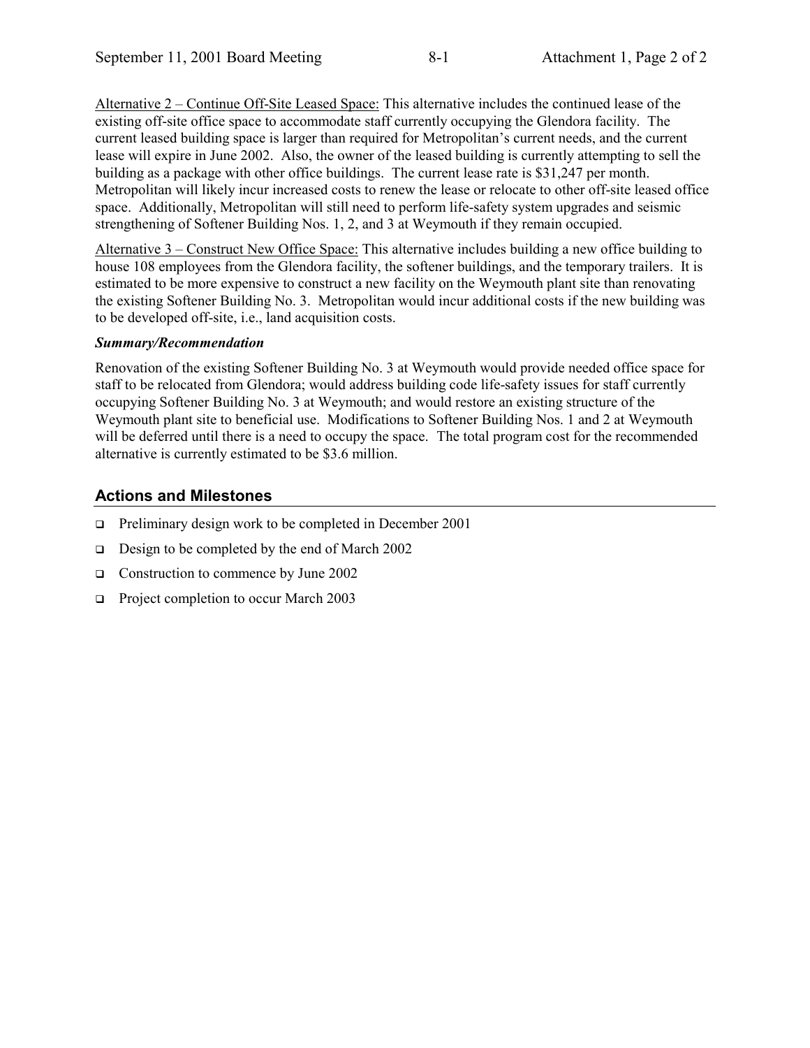Alternative 2 – Continue Off-Site Leased Space: This alternative includes the continued lease of the existing off-site office space to accommodate staff currently occupying the Glendora facility. The current leased building space is larger than required for Metropolitan's current needs, and the current lease will expire in June 2002. Also, the owner of the leased building is currently attempting to sell the building as a package with other office buildings. The current lease rate is $31,247 per month. Metropolitan will likely incur increased costs to renew the lease or relocate to other off-site leased office space. Additionally, Metropolitan will still need to perform life-safety system upgrades and seismic strengthening of Softener Building Nos. 1, 2, and 3 at Weymouth if they remain occupied.

Alternative 3 – Construct New Office Space: This alternative includes building a new office building to house 108 employees from the Glendora facility, the softener buildings, and the temporary trailers. It is estimated to be more expensive to construct a new facility on the Weymouth plant site than renovating the existing Softener Building No. 3. Metropolitan would incur additional costs if the new building was to be developed off-site, i.e., land acquisition costs.

***Summary/Recommendation***

Renovation of the existing Softener Building No. 3 at Weymouth would provide needed office space for staff to be relocated from Glendora; would address building code life-safety issues for staff currently occupying Softener Building No. 3 at Weymouth; and would restore an existing structure of the Weymouth plant site to beneficial use. Modifications to Softener Building Nos. 1 and 2 at Weymouth will be deferred until there is a need to occupy the space. The total program cost for the recommended alternative is currently estimated to be $3.6 million.

## Actions and Milestones

- Preliminary design work to be completed in December 2001
- Design to be completed by the end of March 2002
- Construction to commence by June 2002
- Project completion to occur March 2003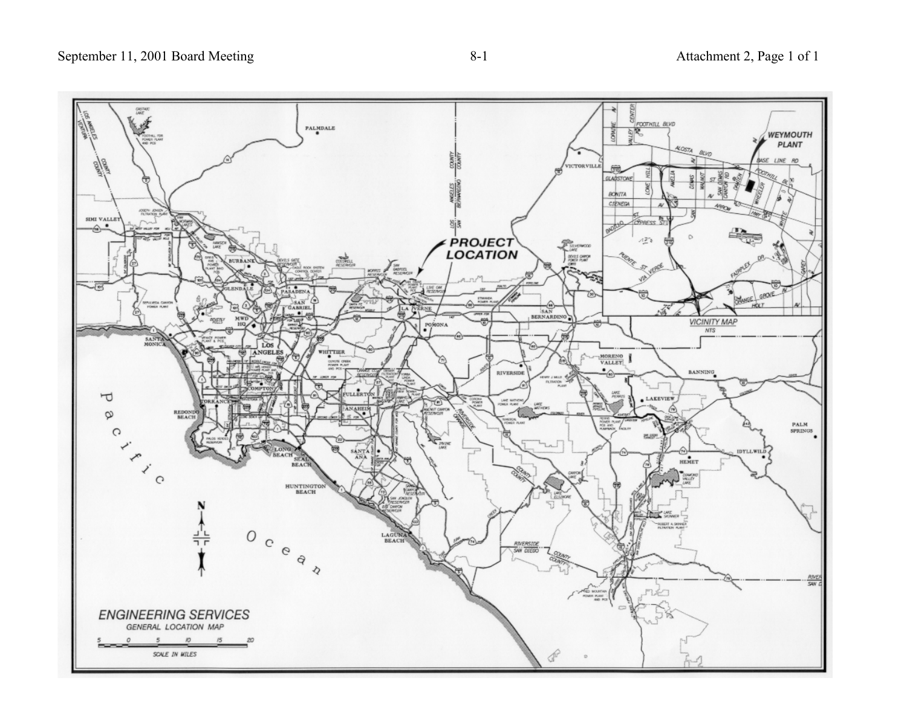**PROJECT LOCATION**

**WEYMOUTH PLANT**

VICINITY MAP

NTS

## ENGINEERING SERVICES

GENERAL LOCATION MAP

5 0 5 10 15 20

SCALE IN MILES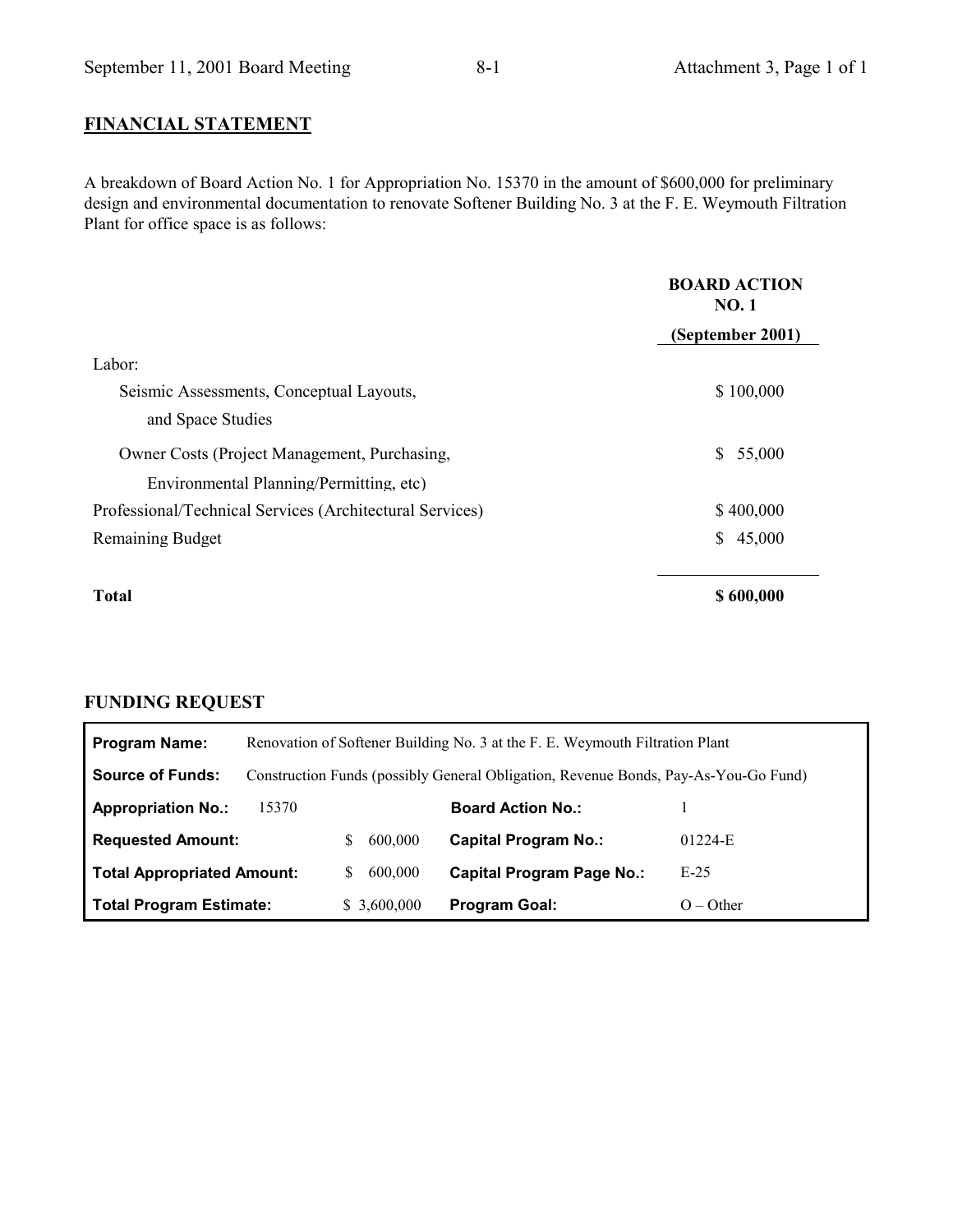## FINANCIAL STATEMENT

A breakdown of Board Action No. 1 for Appropriation No. 15370 in the amount of $600,000 for preliminary design and environmental documentation to renovate Softener Building No. 3 at the F. E. Weymouth Filtration Plant for office space is as follows:

| | BOARD ACTION NO. 1 (September 2001) |
|---|---|
| Labor: | |
| Seismic Assessments, Conceptual Layouts, and Space Studies | $ 100,000 |
| Owner Costs (Project Management, Purchasing, Environmental Planning/Permitting, etc) | $ 55,000 |
| Professional/Technical Services (Architectural Services) | $ 400,000 |
| Remaining Budget | $ 45,000 |
| **Total** | **$ 600,000** |

## FUNDING REQUEST

| | | | |
|---|---|---|---|
| **Program Name:** | Renovation of Softener Building No. 3 at the F. E. Weymouth Filtration Plant | | |
| **Source of Funds:** | Construction Funds (possibly General Obligation, Revenue Bonds, Pay-As-You-Go Fund) | | |
| **Appropriation No.:** | 15370 | **Board Action No.:** | 1 |
| **Requested Amount:** | $ 600,000 | **Capital Program No.:** | 01224-E |
| **Total Appropriated Amount:** | $ 600,000 | **Capital Program Page No.:** | E-25 |
| **Total Program Estimate:** | $ 3,600,000 | **Program Goal:** | O – Other |